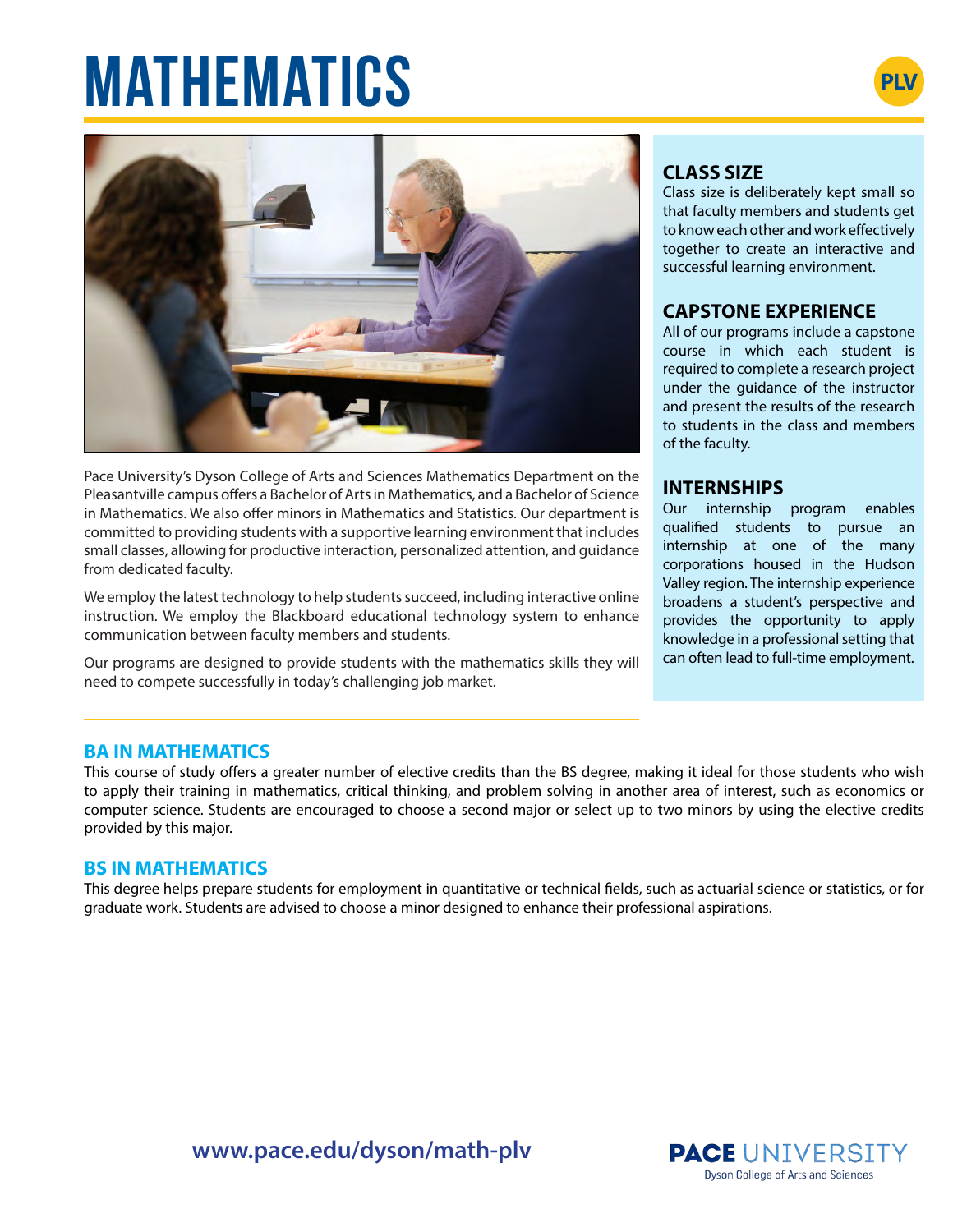# MATHEMATICS

PLV

Pace University's Dyson College of Arts and Sciences Mathematics Department on the Pleasantville campus offers a Bachelor of Arts in Mathematics, and a Bachelor of Science in Mathematics. We also offer minors in Mathematics and Statistics. Our department is committed to providing students with a supportive learning environment that includes small classes, allowing for productive interaction, personalized attention, and guidance from dedicated faculty.

We employ the latest technology to help students succeed, including interactive online instruction. We employ the Blackboard educational technology system to enhance communication between faculty members and students.

Our programs are designed to provide students with the mathematics skills they will need to compete successfully in today's challenging job market.

## CLASS SIZE

Class size is deliberately kept small so that faculty members and students get to know each other and work effectively together to create an interactive and successful learning environment.

## CAPSTONE EXPERIENCE

All of our programs include a capstone course in which each student is required to complete a research project under the guidance of the instructor and present the results of the research to students in the class and members of the faculty.

## INTERNSHIPS

Our internship program enables qualified students to pursue an internship at one of the many corporations housed in the Hudson Valley region. The internship experience broadens a student's perspective and provides the opportunity to apply knowledge in a professional setting that can often lead to full-time employment.

## BA IN MATHEMATICS

This course of study offers a greater number of elective credits than the BS degree, making it ideal for those students who wish to apply their training in mathematics, critical thinking, and problem solving in another area of interest, such as economics or computer science. Students are encouraged to choose a second major or select up to two minors by using the elective credits provided by this major.

## BS IN MATHEMATICS

This degree helps prepare students for employment in quantitative or technical fields, such as actuarial science or statistics, or for graduate work. Students are advised to choose a minor designed to enhance their professional aspirations.

**www.pace.edu/dyson/math-plv**

PACE UNIVERSITY
Dyson College of Arts and Sciences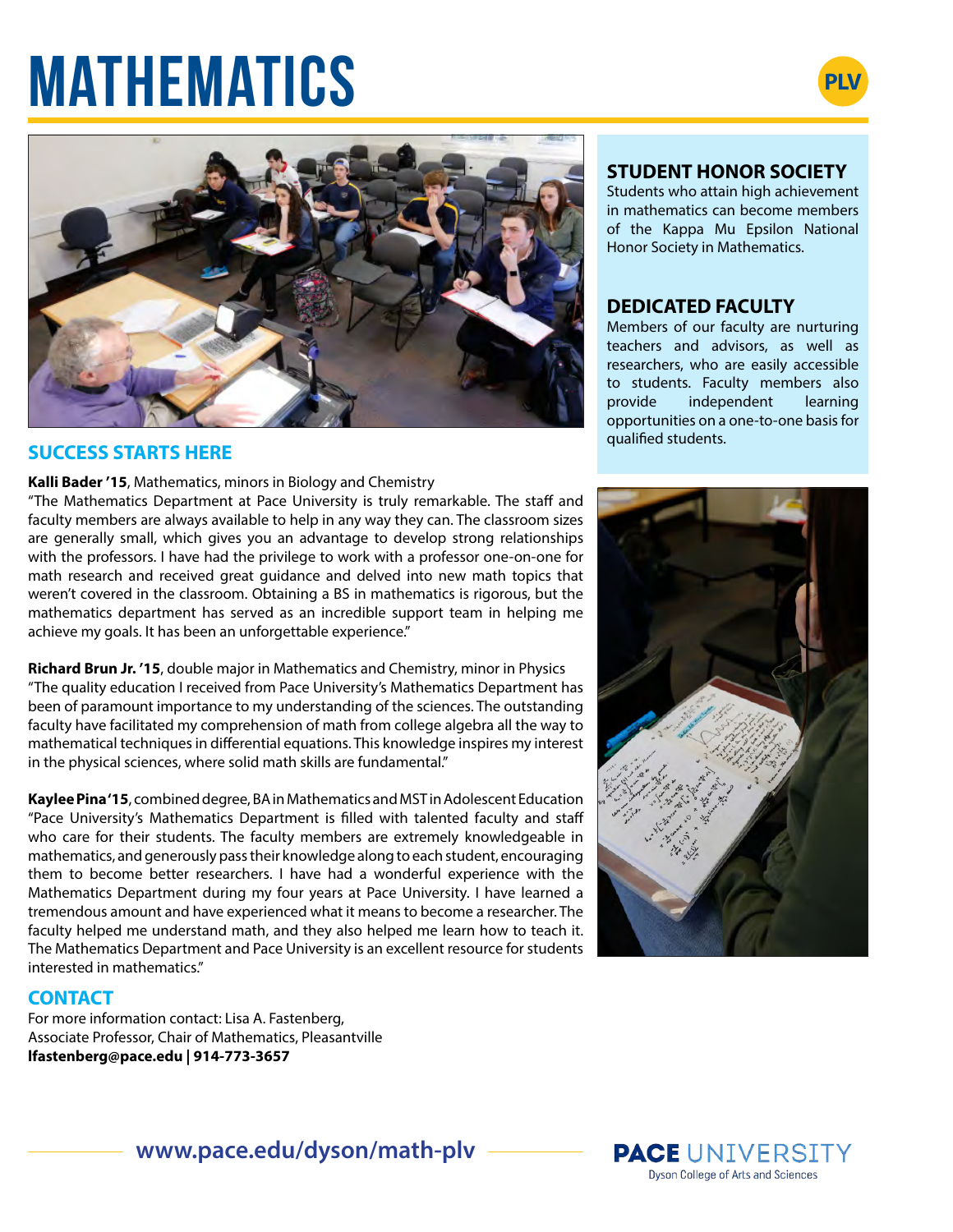# MATHEMATICS

PLV

## SUCCESS STARTS HERE

**Kalli Bader '15**, Mathematics, minors in Biology and Chemistry
"The Mathematics Department at Pace University is truly remarkable. The staff and faculty members are always available to help in any way they can. The classroom sizes are generally small, which gives you an advantage to develop strong relationships with the professors. I have had the privilege to work with a professor one-on-one for math research and received great guidance and delved into new math topics that weren't covered in the classroom. Obtaining a BS in mathematics is rigorous, but the mathematics department has served as an incredible support team in helping me achieve my goals. It has been an unforgettable experience."

**Richard Brun Jr. '15**, double major in Mathematics and Chemistry, minor in Physics
"The quality education I received from Pace University's Mathematics Department has been of paramount importance to my understanding of the sciences. The outstanding faculty have facilitated my comprehension of math from college algebra all the way to mathematical techniques in differential equations. This knowledge inspires my interest in the physical sciences, where solid math skills are fundamental."

**Kaylee Pina '15**, combined degree, BA in Mathematics and MST in Adolescent Education
"Pace University's Mathematics Department is filled with talented faculty and staff who care for their students. The faculty members are extremely knowledgeable in mathematics, and generously pass their knowledge along to each student, encouraging them to become better researchers. I have had a wonderful experience with the Mathematics Department during my four years at Pace University. I have learned a tremendous amount and have experienced what it means to become a researcher. The faculty helped me understand math, and they also helped me learn how to teach it. The Mathematics Department and Pace University is an excellent resource for students interested in mathematics."

## CONTACT

For more information contact: Lisa A. Fastenberg,
Associate Professor, Chair of Mathematics, Pleasantville
**lfastenberg@pace.edu | 914-773-3657**

## STUDENT HONOR SOCIETY

Students who attain high achievement in mathematics can become members of the Kappa Mu Epsilon National Honor Society in Mathematics.

## DEDICATED FACULTY

Members of our faculty are nurturing teachers and advisors, as well as researchers, who are easily accessible to students. Faculty members also provide independent learning opportunities on a one-to-one basis for qualified students.

**www.pace.edu/dyson/math-plv**

PACE UNIVERSITY
Dyson College of Arts and Sciences